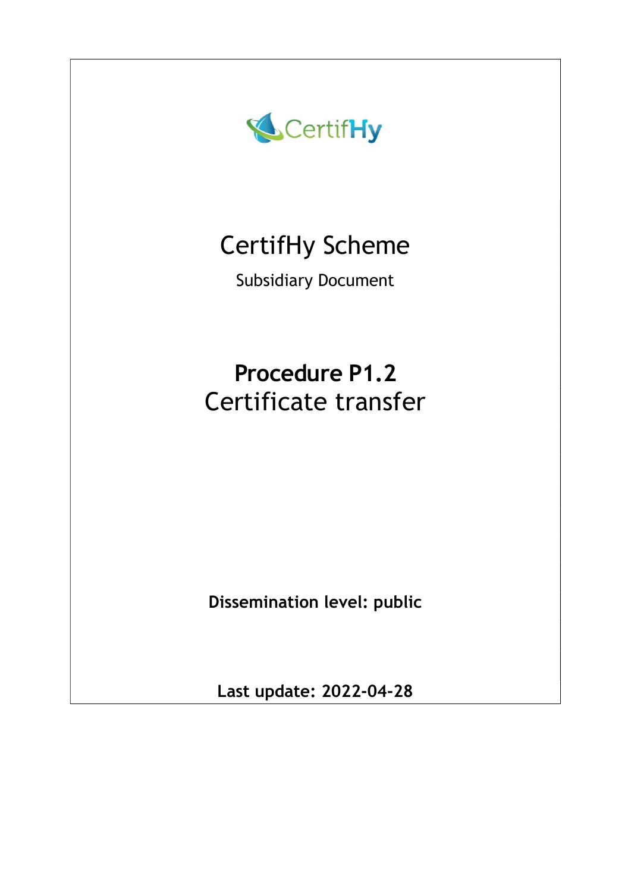CertifHy

# CertifHy Scheme

Subsidiary Document

## Procedure P1.2
Certificate transfer

**Dissemination level: public**

**Last update: 2022-04-28**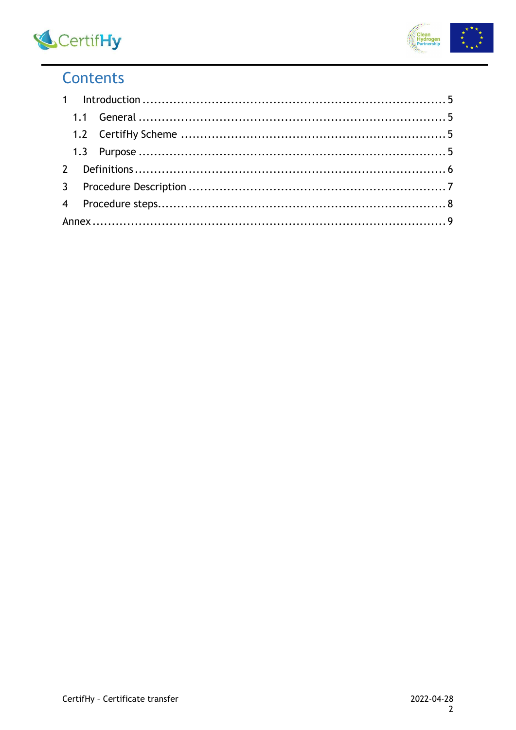# Contents

1 Introduction ..................................................................... 5

1.1 General .................................................................... 5

1.2 CertifHy Scheme ......................................................... 5

1.3 Purpose ..................................................................... 5

2 Definitions ......................................................................... 6

3 Procedure Description ....................................................... 7

4 Procedure steps ................................................................. 8

Annex ................................................................................... 9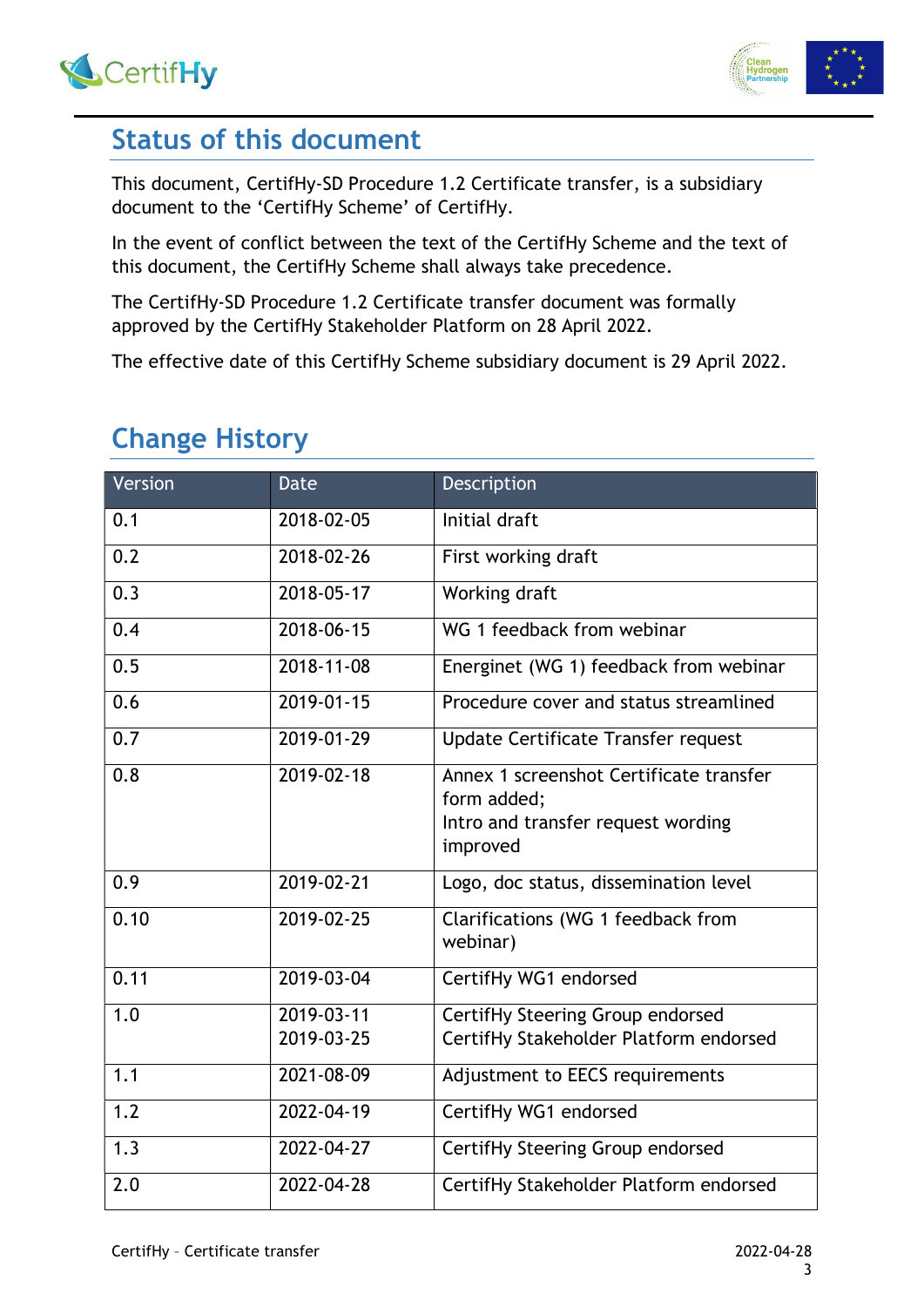## Status of this document

This document, CertifHy-SD Procedure 1.2 Certificate transfer, is a subsidiary document to the 'CertifHy Scheme' of CertifHy.

In the event of conflict between the text of the CertifHy Scheme and the text of this document, the CertifHy Scheme shall always take precedence.

The CertifHy-SD Procedure 1.2 Certificate transfer document was formally approved by the CertifHy Stakeholder Platform on 28 April 2022.

The effective date of this CertifHy Scheme subsidiary document is 29 April 2022.

## Change History

| Version | Date | Description |
|---|---|---|
| 0.1 | 2018-02-05 | Initial draft |
| 0.2 | 2018-02-26 | First working draft |
| 0.3 | 2018-05-17 | Working draft |
| 0.4 | 2018-06-15 | WG 1 feedback from webinar |
| 0.5 | 2018-11-08 | Energinet (WG 1) feedback from webinar |
| 0.6 | 2019-01-15 | Procedure cover and status streamlined |
| 0.7 | 2019-01-29 | Update Certificate Transfer request |
| 0.8 | 2019-02-18 | Annex 1 screenshot Certificate transfer form added;<br>Intro and transfer request wording improved |
| 0.9 | 2019-02-21 | Logo, doc status, dissemination level |
| 0.10 | 2019-02-25 | Clarifications (WG 1 feedback from webinar) |
| 0.11 | 2019-03-04 | CertifHy WG1 endorsed |
| 1.0 | 2019-03-11<br>2019-03-25 | CertifHy Steering Group endorsed<br>CertifHy Stakeholder Platform endorsed |
| 1.1 | 2021-08-09 | Adjustment to EECS requirements |
| 1.2 | 2022-04-19 | CertifHy WG1 endorsed |
| 1.3 | 2022-04-27 | CertifHy Steering Group endorsed |
| 2.0 | 2022-04-28 | CertifHy Stakeholder Platform endorsed |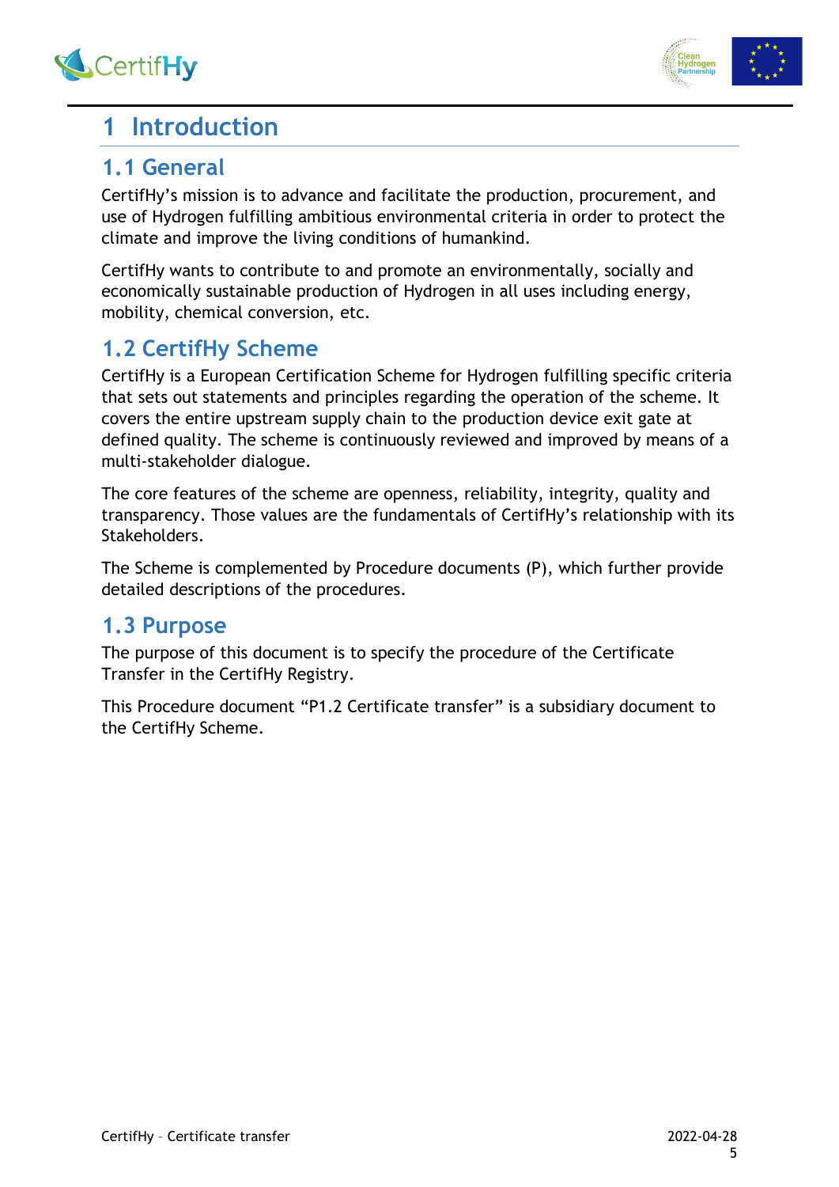# 1 Introduction

## 1.1 General

CertifHy's mission is to advance and facilitate the production, procurement, and use of Hydrogen fulfilling ambitious environmental criteria in order to protect the climate and improve the living conditions of humankind.

CertifHy wants to contribute to and promote an environmentally, socially and economically sustainable production of Hydrogen in all uses including energy, mobility, chemical conversion, etc.

## 1.2 CertifHy Scheme

CertifHy is a European Certification Scheme for Hydrogen fulfilling specific criteria that sets out statements and principles regarding the operation of the scheme. It covers the entire upstream supply chain to the production device exit gate at defined quality. The scheme is continuously reviewed and improved by means of a multi-stakeholder dialogue.

The core features of the scheme are openness, reliability, integrity, quality and transparency. Those values are the fundamentals of CertifHy's relationship with its Stakeholders.

The Scheme is complemented by Procedure documents (P), which further provide detailed descriptions of the procedures.

## 1.3 Purpose

The purpose of this document is to specify the procedure of the Certificate Transfer in the CertifHy Registry.

This Procedure document "P1.2 Certificate transfer" is a subsidiary document to the CertifHy Scheme.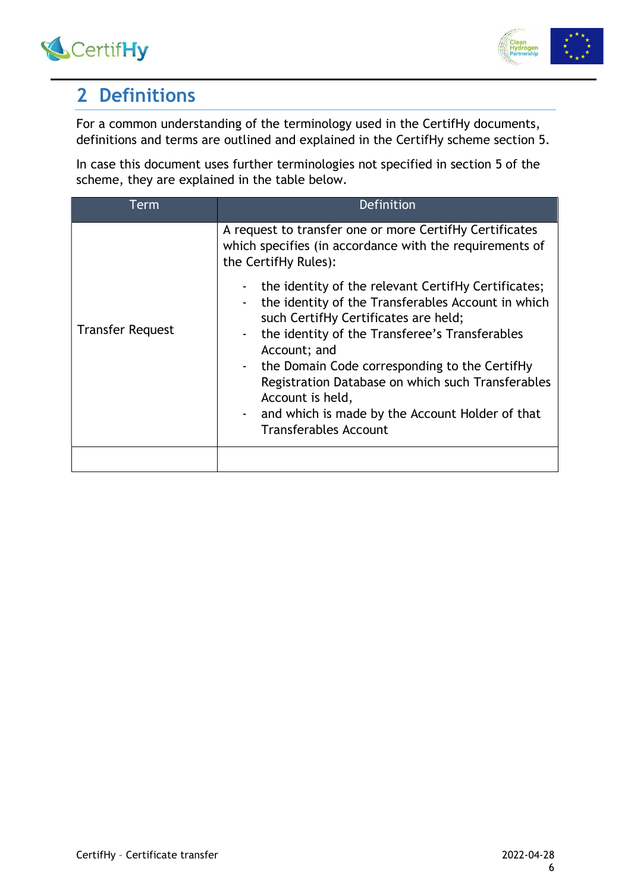# 2 Definitions

For a common understanding of the terminology used in the CertifHy documents, definitions and terms are outlined and explained in the CertifHy scheme section 5.

In case this document uses further terminologies not specified in section 5 of the scheme, they are explained in the table below.

| Term | Definition |
| --- | --- |
| Transfer Request | A request to transfer one or more CertifHy Certificates which specifies (in accordance with the requirements of the CertifHy Rules):<br>- the identity of the relevant CertifHy Certificates;<br>- the identity of the Transferables Account in which such CertifHy Certificates are held;<br>- the identity of the Transferee's Transferables Account; and<br>- the Domain Code corresponding to the CertifHy Registration Database on which such Transferables Account is held,<br>- and which is made by the Account Holder of that Transferables Account |
| | |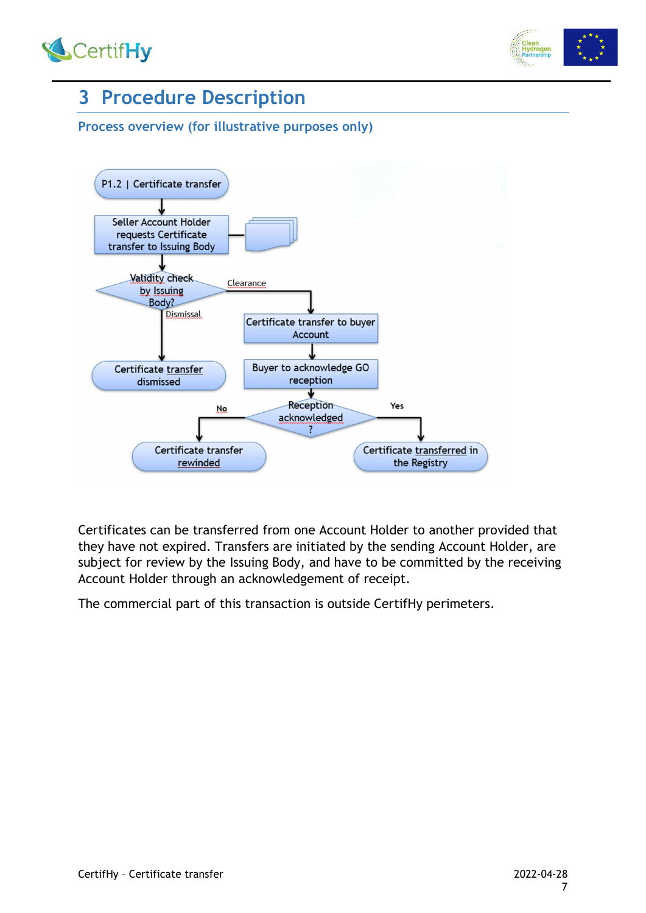# 3 Procedure Description

## Process overview (for illustrative purposes only)

P1.2 | Certificate transfer

Seller Account Holder requests Certificate transfer to Issuing Body

Validity check by Issuing Body?

Clearance

Dismissal

Certificate transfer to buyer Account

Buyer to acknowledge GO reception

Certificate transfer dismissed

Reception acknowledged ?

No

Yes

Certificate transfer rewinded

Certificate transferred in the Registry

Certificates can be transferred from one Account Holder to another provided that they have not expired. Transfers are initiated by the sending Account Holder, are subject for review by the Issuing Body, and have to be committed by the receiving Account Holder through an acknowledgement of receipt.

The commercial part of this transaction is outside CertifHy perimeters.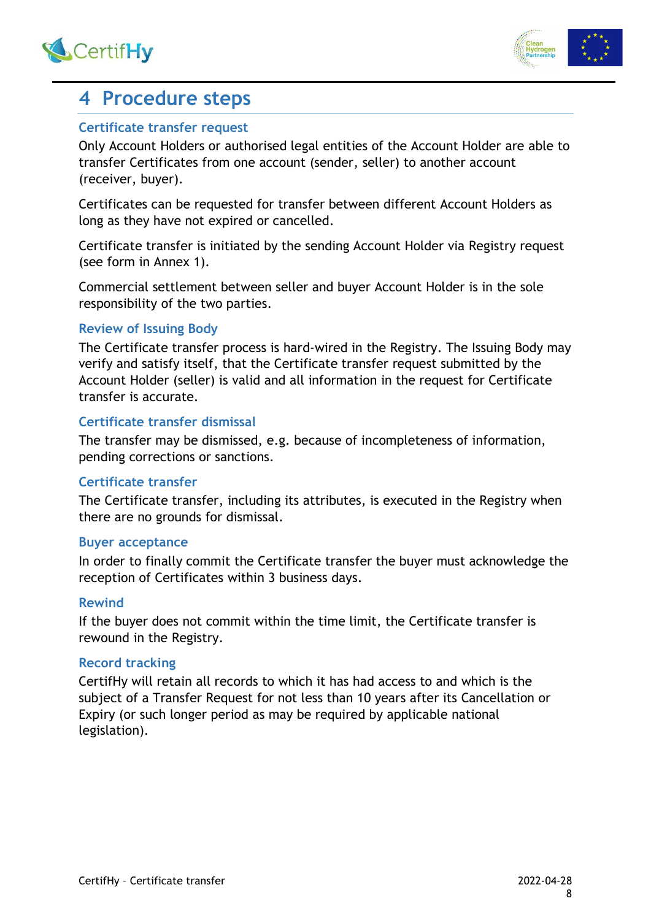# 4 Procedure steps

### Certificate transfer request

Only Account Holders or authorised legal entities of the Account Holder are able to transfer Certificates from one account (sender, seller) to another account (receiver, buyer).

Certificates can be requested for transfer between different Account Holders as long as they have not expired or cancelled.

Certificate transfer is initiated by the sending Account Holder via Registry request (see form in Annex 1).

Commercial settlement between seller and buyer Account Holder is in the sole responsibility of the two parties.

### Review of Issuing Body

The Certificate transfer process is hard-wired in the Registry. The Issuing Body may verify and satisfy itself, that the Certificate transfer request submitted by the Account Holder (seller) is valid and all information in the request for Certificate transfer is accurate.

### Certificate transfer dismissal

The transfer may be dismissed, e.g. because of incompleteness of information, pending corrections or sanctions.

### Certificate transfer

The Certificate transfer, including its attributes, is executed in the Registry when there are no grounds for dismissal.

### Buyer acceptance

In order to finally commit the Certificate transfer the buyer must acknowledge the reception of Certificates within 3 business days.

### Rewind

If the buyer does not commit within the time limit, the Certificate transfer is rewound in the Registry.

### Record tracking

CertifHy will retain all records to which it has had access to and which is the subject of a Transfer Request for not less than 10 years after its Cancellation or Expiry (or such longer period as may be required by applicable national legislation).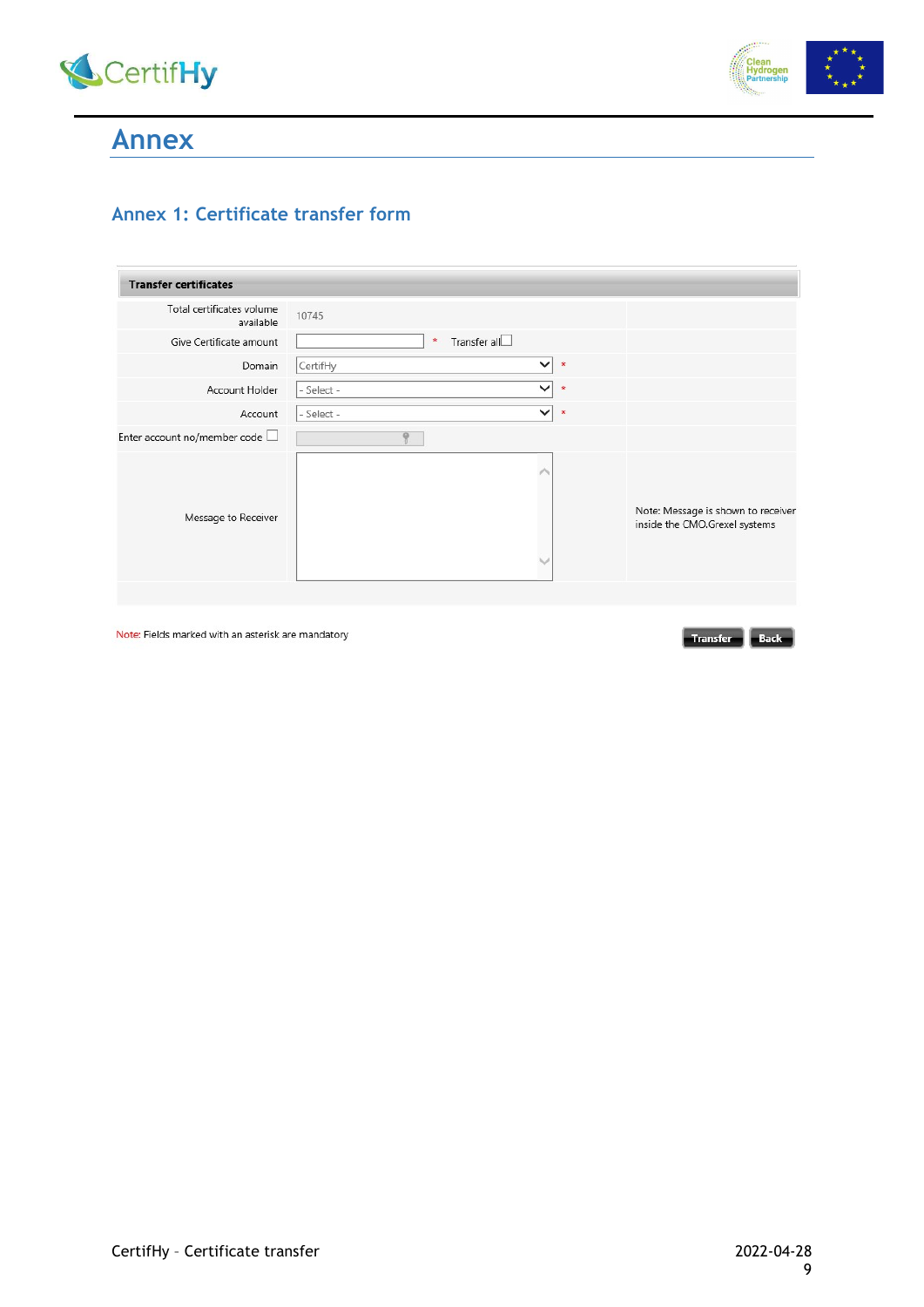# Annex

## Annex 1: Certificate transfer form

**Transfer certificates**

| | | |
|---|---|---|
| Total certificates volume available | 10745 | |
| Give Certificate amount | * Transfer all | |
| Domain | CertifHy * | |
| Account Holder | - Select - * | |
| Account | - Select - * | |
| Enter account no/member code | | |
| Message to Receiver | | Note: Message is shown to receiver inside the CMO.Grexel systems |

Note: Fields marked with an asterisk are mandatory

Transfer Back